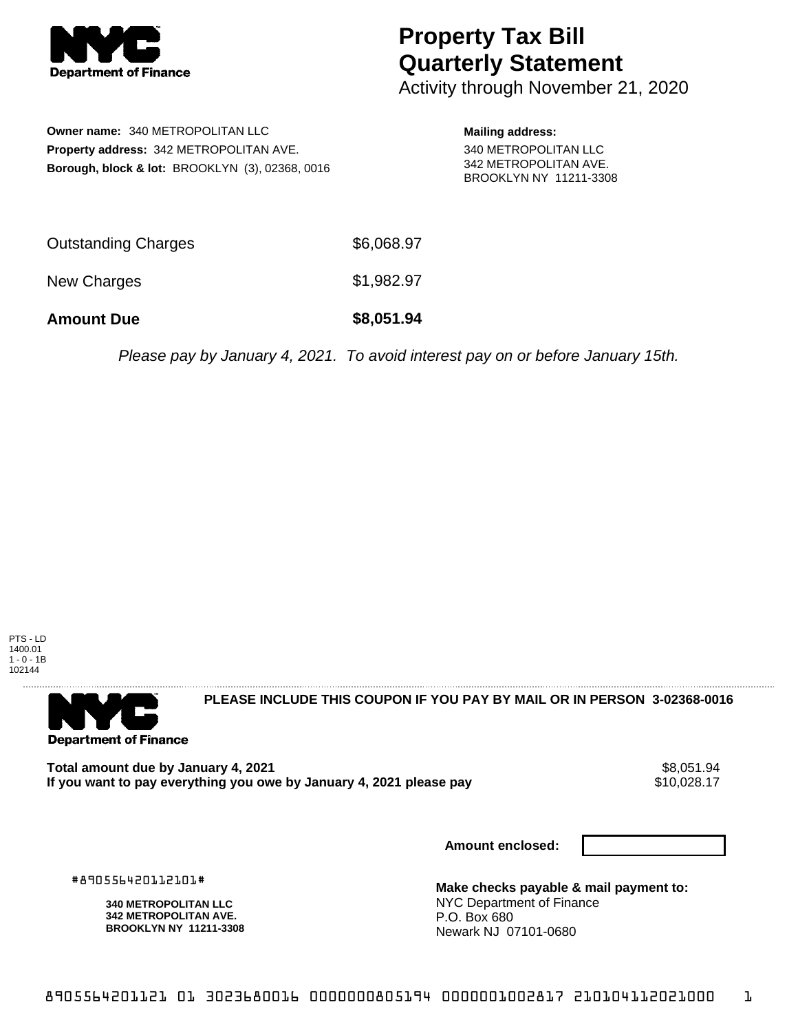# Property Tax Bill Quarterly Statement

Activity through November 21, 2020

**Owner name:** 340 METROPOLITAN LLC
**Property address:** 342 METROPOLITAN AVE.
**Borough, block & lot:** BROOKLYN (3), 02368, 0016

**Mailing address:**
340 METROPOLITAN LLC
342 METROPOLITAN AVE.
BROOKLYN NY 11211-3308

| | |
|---|---|
| Outstanding Charges | $6,068.97 |
| New Charges | $1,982.97 |
| **Amount Due** | **$8,051.94** |

*Please pay by January 4, 2021. To avoid interest pay on or before January 15th.*

PTS - LD
1400.01
1 - 0 - 1B
102144

**PLEASE INCLUDE THIS COUPON IF YOU PAY BY MAIL OR IN PERSON 3-02368-0016**

| | |
|---|---|
| **Total amount due by January 4, 2021** | $8,051.94 |
| **If you want to pay everything you owe by January 4, 2021 please pay** | $10,028.17 |

**Amount enclosed:**

#890556420112101#

**340 METROPOLITAN LLC**
**342 METROPOLITAN AVE.**
**BROOKLYN NY 11211-3308**

**Make checks payable & mail payment to:**
NYC Department of Finance
P.O. Box 680
Newark NJ 07101-0680

8905564201121 01 3023680016 0000000805194 0000001002817 210104112021000 1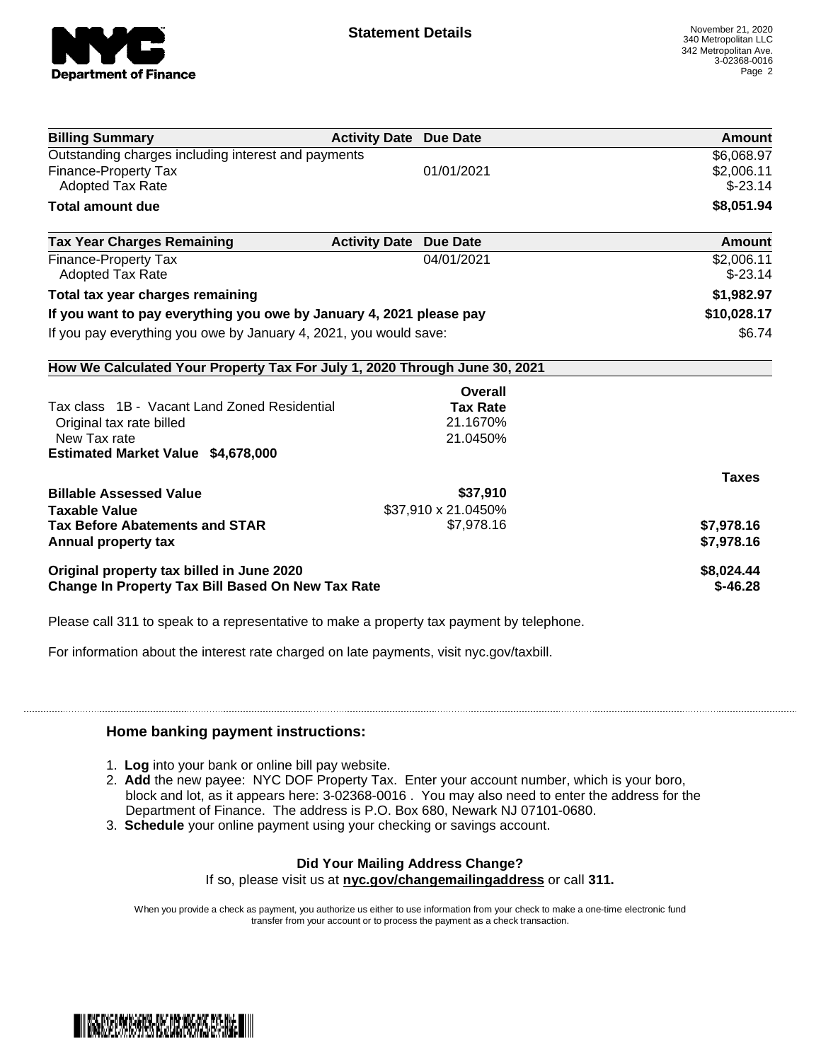**Statement Details**

November 21, 2020
340 Metropolitan LLC
342 Metropolitan Ave.
3-02368-0016

| Billing Summary | Activity Date | Due Date | Amount |
|---|---|---|---|
| Outstanding charges including interest and payments | | | $6,068.97 |
| Finance-Property Tax | | 01/01/2021 | $2,006.11 |
| Adopted Tax Rate | | | $-23.14 |
| **Total amount due** | | | **$8,051.94** |

| Tax Year Charges Remaining | Activity Date | Due Date | Amount |
|---|---|---|---|
| Finance-Property Tax | | 04/01/2021 | $2,006.11 |
| Adopted Tax Rate | | | $-23.14 |
| **Total tax year charges remaining** | | | **$1,982.97** |
| **If you want to pay everything you owe by January 4, 2021 please pay** | | | **$10,028.17** |
| If you pay everything you owe by January 4, 2021, you would save: | | | $6.74 |

**How We Calculated Your Property Tax For July 1, 2020 Through June 30, 2021**

| | Overall Tax Rate | Taxes |
|---|---|---|
| Tax class 1B - Vacant Land Zoned Residential | | |
| Original tax rate billed | 21.1670% | |
| New Tax rate | 21.0450% | |
| **Estimated Market Value $4,678,000** | | |
| **Billable Assessed Value** | **$37,910** | |
| **Taxable Value** | $37,910 x 21.0450% | |
| **Tax Before Abatements and STAR** | $7,978.16 | **$7,978.16** |
| **Annual property tax** | | **$7,978.16** |
| **Original property tax billed in June 2020** | | **$8,024.44** |
| **Change In Property Tax Bill Based On New Tax Rate** | | **$-46.28** |

Please call 311 to speak to a representative to make a property tax payment by telephone.

For information about the interest rate charged on late payments, visit nyc.gov/taxbill.

### Home banking payment instructions:

1. **Log** into your bank or online bill pay website.
2. **Add** the new payee: NYC DOF Property Tax. Enter your account number, which is your boro, block and lot, as it appears here: 3-02368-0016 . You may also need to enter the address for the Department of Finance. The address is P.O. Box 680, Newark NJ 07101-0680.
3. **Schedule** your online payment using your checking or savings account.

**Did Your Mailing Address Change?**

If so, please visit us at **nyc.gov/changemailingaddress** or call **311.**

When you provide a check as payment, you authorize us either to use information from your check to make a one-time electronic fund transfer from your account or to process the payment as a check transaction.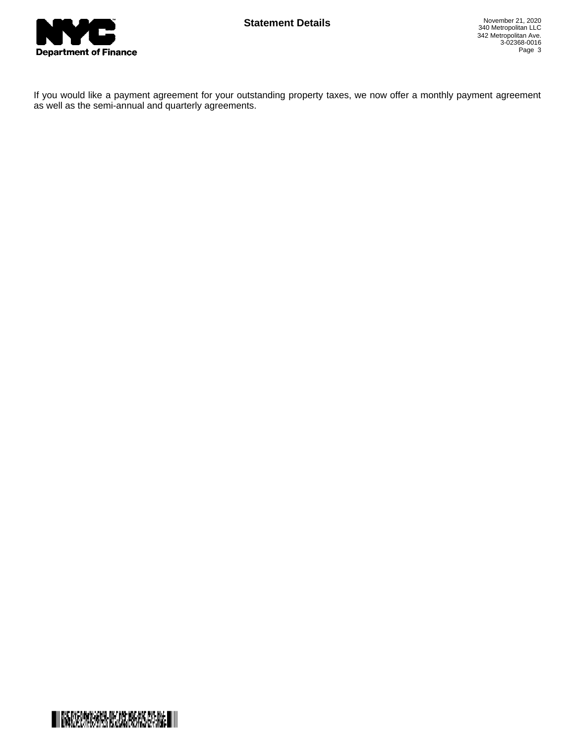If you would like a payment agreement for your outstanding property taxes, we now offer a monthly payment agreement as well as the semi-annual and quarterly agreements.